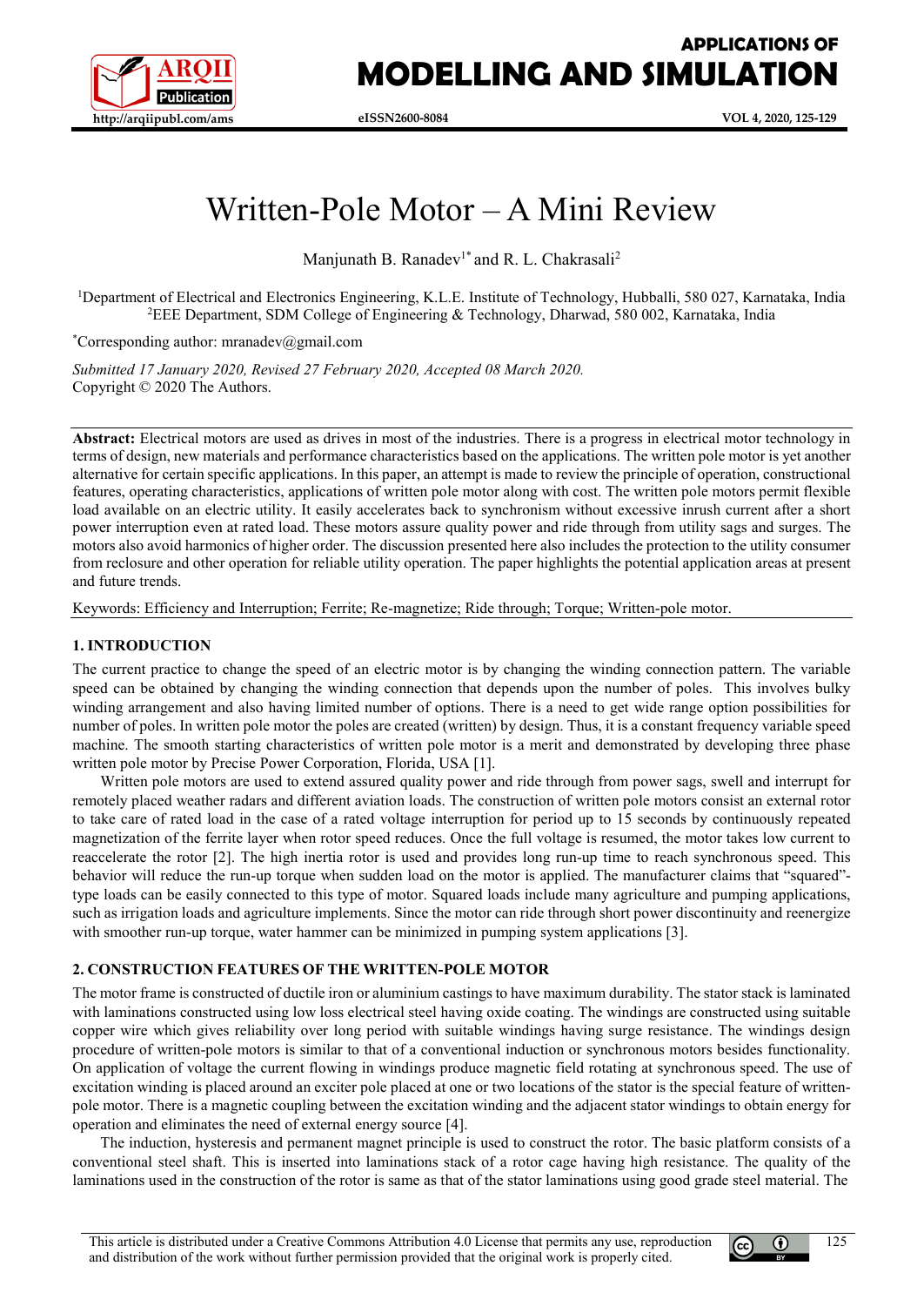# Written-Pole Motor – A Mini Review

Manjunath B. Ranadev[1*] and R. L. Chakrasali[2]

[1]Department of Electrical and Electronics Engineering, K.L.E. Institute of Technology, Hubballi, 580 027, Karnataka, India
[2]EEE Department, SDM College of Engineering & Technology, Dharwad, 580 002, Karnataka, India

[*]Corresponding author: mranadev@gmail.com

*Submitted 17 January 2020, Revised 27 February 2020, Accepted 08 March 2020.*
Copyright © 2020 The Authors.

**Abstract:** Electrical motors are used as drives in most of the industries. There is a progress in electrical motor technology in terms of design, new materials and performance characteristics based on the applications. The written pole motor is yet another alternative for certain specific applications. In this paper, an attempt is made to review the principle of operation, constructional features, operating characteristics, applications of written pole motor along with cost. The written pole motors permit flexible load available on an electric utility. It easily accelerates back to synchronism without excessive inrush current after a short power interruption even at rated load. These motors assure quality power and ride through from utility sags and surges. The motors also avoid harmonics of higher order. The discussion presented here also includes the protection to the utility consumer from reclosure and other operation for reliable utility operation. The paper highlights the potential application areas at present and future trends.

Keywords: Efficiency and Interruption; Ferrite; Re-magnetize; Ride through; Torque; Written-pole motor.

## 1. INTRODUCTION

The current practice to change the speed of an electric motor is by changing the winding connection pattern. The variable speed can be obtained by changing the winding connection that depends upon the number of poles. This involves bulky winding arrangement and also having limited number of options. There is a need to get wide range option possibilities for number of poles. In written pole motor the poles are created (written) by design. Thus, it is a constant frequency variable speed machine. The smooth starting characteristics of written pole motor is a merit and demonstrated by developing three phase written pole motor by Precise Power Corporation, Florida, USA [1].

Written pole motors are used to extend assured quality power and ride through from power sags, swell and interrupt for remotely placed weather radars and different aviation loads. The construction of written pole motors consist an external rotor to take care of rated load in the case of a rated voltage interruption for period up to 15 seconds by continuously repeated magnetization of the ferrite layer when rotor speed reduces. Once the full voltage is resumed, the motor takes low current to reaccelerate the rotor [2]. The high inertia rotor is used and provides long run-up time to reach synchronous speed. This behavior will reduce the run-up torque when sudden load on the motor is applied. The manufacturer claims that "squared"-type loads can be easily connected to this type of motor. Squared loads include many agriculture and pumping applications, such as irrigation loads and agriculture implements. Since the motor can ride through short power discontinuity and reenergize with smoother run-up torque, water hammer can be minimized in pumping system applications [3].

## 2. CONSTRUCTION FEATURES OF THE WRITTEN-POLE MOTOR

The motor frame is constructed of ductile iron or aluminium castings to have maximum durability. The stator stack is laminated with laminations constructed using low loss electrical steel having oxide coating. The windings are constructed using suitable copper wire which gives reliability over long period with suitable windings having surge resistance. The windings design procedure of written-pole motors is similar to that of a conventional induction or synchronous motors besides functionality. On application of voltage the current flowing in windings produce magnetic field rotating at synchronous speed. The use of excitation winding is placed around an exciter pole placed at one or two locations of the stator is the special feature of written-pole motor. There is a magnetic coupling between the excitation winding and the adjacent stator windings to obtain energy for operation and eliminates the need of external energy source [4].

The induction, hysteresis and permanent magnet principle is used to construct the rotor. The basic platform consists of a conventional steel shaft. This is inserted into laminations stack of a rotor cage having high resistance. The quality of the laminations used in the construction of the rotor is same as that of the stator laminations using good grade steel material. The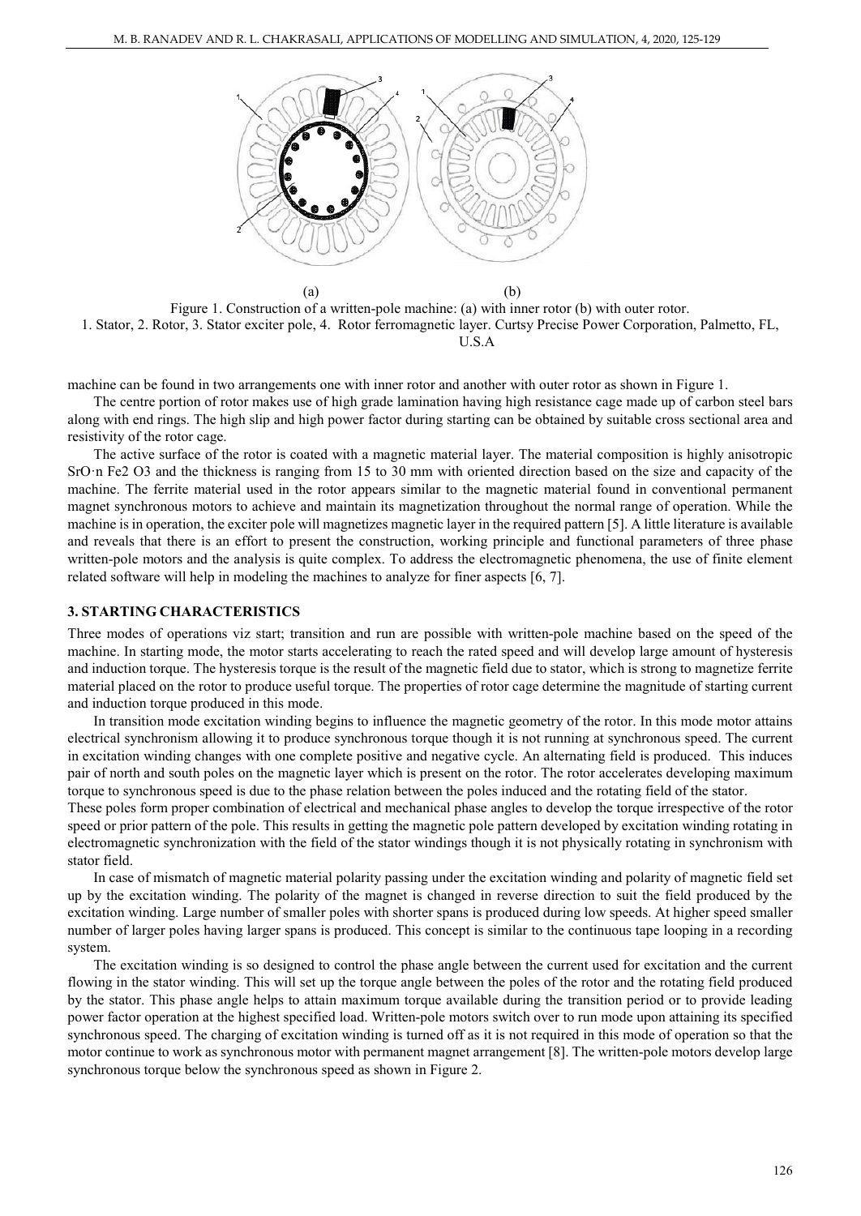(a) (b)

Figure 1. Construction of a written-pole machine: (a) with inner rotor (b) with outer rotor.
1. Stator, 2. Rotor, 3. Stator exciter pole, 4. Rotor ferromagnetic layer. Curtsy Precise Power Corporation, Palmetto, FL, U.S.A

machine can be found in two arrangements one with inner rotor and another with outer rotor as shown in Figure 1.

The centre portion of rotor makes use of high grade lamination having high resistance cage made up of carbon steel bars along with end rings. The high slip and high power factor during starting can be obtained by suitable cross sectional area and resistivity of the rotor cage.

The active surface of the rotor is coated with a magnetic material layer. The material composition is highly anisotropic $SrO \cdot n Fe_2 O_3$ and the thickness is ranging from 15 to 30 mm with oriented direction based on the size and capacity of the machine. The ferrite material used in the rotor appears similar to the magnetic material found in conventional permanent magnet synchronous motors to achieve and maintain its magnetization throughout the normal range of operation. While the machine is in operation, the exciter pole will magnetizes magnetic layer in the required pattern [5]. A little literature is available and reveals that there is an effort to present the construction, working principle and functional parameters of three phase written-pole motors and the analysis is quite complex. To address the electromagnetic phenomena, the use of finite element related software will help in modeling the machines to analyze for finer aspects [6, 7].

## 3. STARTING CHARACTERISTICS

Three modes of operations viz start; transition and run are possible with written-pole machine based on the speed of the machine. In starting mode, the motor starts accelerating to reach the rated speed and will develop large amount of hysteresis and induction torque. The hysteresis torque is the result of the magnetic field due to stator, which is strong to magnetize ferrite material placed on the rotor to produce useful torque. The properties of rotor cage determine the magnitude of starting current and induction torque produced in this mode.

In transition mode excitation winding begins to influence the magnetic geometry of the rotor. In this mode motor attains electrical synchronism allowing it to produce synchronous torque though it is not running at synchronous speed. The current in excitation winding changes with one complete positive and negative cycle. An alternating field is produced. This induces pair of north and south poles on the magnetic layer which is present on the rotor. The rotor accelerates developing maximum torque to synchronous speed is due to the phase relation between the poles induced and the rotating field of the stator.

These poles form proper combination of electrical and mechanical phase angles to develop the torque irrespective of the rotor speed or prior pattern of the pole. This results in getting the magnetic pole pattern developed by excitation winding rotating in electromagnetic synchronization with the field of the stator windings though it is not physically rotating in synchronism with stator field.

In case of mismatch of magnetic material polarity passing under the excitation winding and polarity of magnetic field set up by the excitation winding. The polarity of the magnet is changed in reverse direction to suit the field produced by the excitation winding. Large number of smaller poles with shorter spans is produced during low speeds. At higher speed smaller number of larger poles having larger spans is produced. This concept is similar to the continuous tape looping in a recording system.

The excitation winding is so designed to control the phase angle between the current used for excitation and the current flowing in the stator winding. This will set up the torque angle between the poles of the rotor and the rotating field produced by the stator. This phase angle helps to attain maximum torque available during the transition period or to provide leading power factor operation at the highest specified load. Written-pole motors switch over to run mode upon attaining its specified synchronous speed. The charging of excitation winding is turned off as it is not required in this mode of operation so that the motor continue to work as synchronous motor with permanent magnet arrangement [8]. The written-pole motors develop large synchronous torque below the synchronous speed as shown in Figure 2.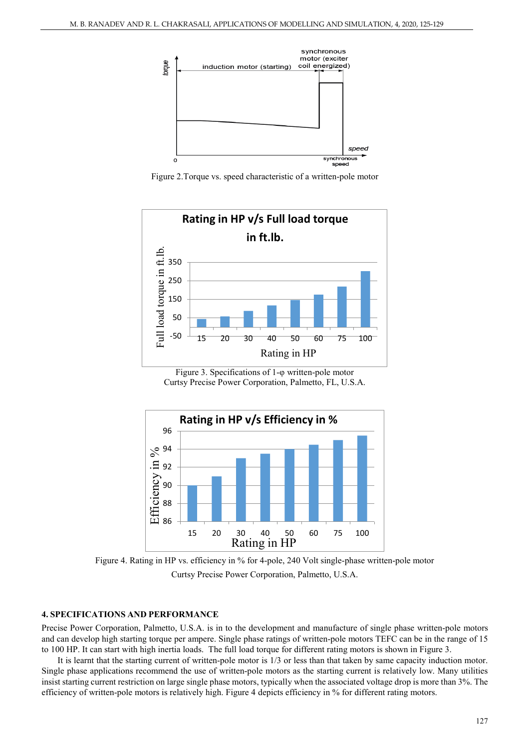Figure 2.Torque vs. speed characteristic of a written-pole motor

Figure 3. Specifications of 1-φ written-pole motor
Curtsy Precise Power Corporation, Palmetto, FL, U.S.A.

Figure 4. Rating in HP vs. efficiency in % for 4-pole, 240 Volt single-phase written-pole motor
Curtsy Precise Power Corporation, Palmetto, U.S.A.

## 4. SPECIFICATIONS AND PERFORMANCE

Precise Power Corporation, Palmetto, U.S.A. is in to the development and manufacture of single phase written-pole motors and can develop high starting torque per ampere. Single phase ratings of written-pole motors TEFC can be in the range of 15 to 100 HP. It can start with high inertia loads. The full load torque for different rating motors is shown in Figure 3.

It is learnt that the starting current of written-pole motor is 1/3 or less than that taken by same capacity induction motor. Single phase applications recommend the use of written-pole motors as the starting current is relatively low. Many utilities insist starting current restriction on large single phase motors, typically when the associated voltage drop is more than 3%. The efficiency of written-pole motors is relatively high. Figure 4 depicts efficiency in % for different rating motors.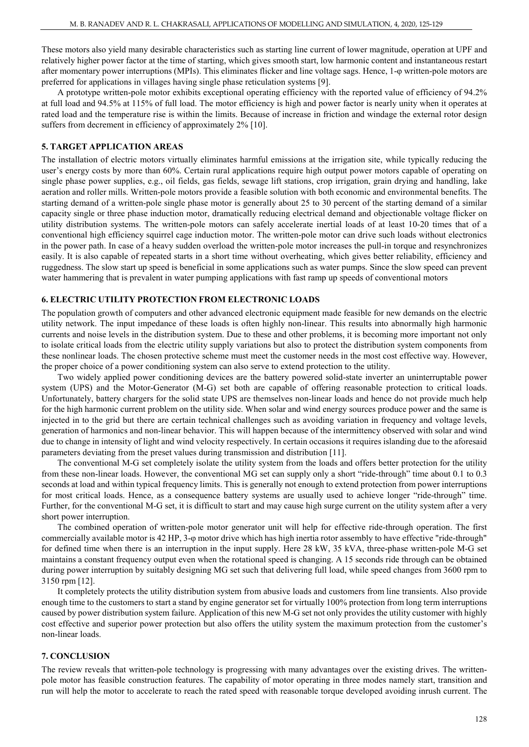These motors also yield many desirable characteristics such as starting line current of lower magnitude, operation at UPF and relatively higher power factor at the time of starting, which gives smooth start, low harmonic content and instantaneous restart after momentary power interruptions (MPIs). This eliminates flicker and line voltage sags. Hence, 1-φ written-pole motors are preferred for applications in villages having single phase reticulation systems [9].

A prototype written-pole motor exhibits exceptional operating efficiency with the reported value of efficiency of 94.2% at full load and 94.5% at 115% of full load. The motor efficiency is high and power factor is nearly unity when it operates at rated load and the temperature rise is within the limits. Because of increase in friction and windage the external rotor design suffers from decrement in efficiency of approximately 2% [10].

## 5. TARGET APPLICATION AREAS

The installation of electric motors virtually eliminates harmful emissions at the irrigation site, while typically reducing the user's energy costs by more than 60%. Certain rural applications require high output power motors capable of operating on single phase power supplies, e.g., oil fields, gas fields, sewage lift stations, crop irrigation, grain drying and handling, lake aeration and roller mills. Written-pole motors provide a feasible solution with both economic and environmental benefits. The starting demand of a written-pole single phase motor is generally about 25 to 30 percent of the starting demand of a similar capacity single or three phase induction motor, dramatically reducing electrical demand and objectionable voltage flicker on utility distribution systems. The written-pole motors can safely accelerate inertial loads of at least 10-20 times that of a conventional high efficiency squirrel cage induction motor. The written-pole motor can drive such loads without electronics in the power path. In case of a heavy sudden overload the written-pole motor increases the pull-in torque and resynchronizes easily. It is also capable of repeated starts in a short time without overheating, which gives better reliability, efficiency and ruggedness. The slow start up speed is beneficial in some applications such as water pumps. Since the slow speed can prevent water hammering that is prevalent in water pumping applications with fast ramp up speeds of conventional motors

## 6. ELECTRIC UTILITY PROTECTION FROM ELECTRONIC LOADS

The population growth of computers and other advanced electronic equipment made feasible for new demands on the electric utility network. The input impedance of these loads is often highly non-linear. This results into abnormally high harmonic currents and noise levels in the distribution system. Due to these and other problems, it is becoming more important not only to isolate critical loads from the electric utility supply variations but also to protect the distribution system components from these nonlinear loads. The chosen protective scheme must meet the customer needs in the most cost effective way. However, the proper choice of a power conditioning system can also serve to extend protection to the utility.

Two widely applied power conditioning devices are the battery powered solid-state inverter an uninterruptable power system (UPS) and the Motor-Generator (M-G) set both are capable of offering reasonable protection to critical loads. Unfortunately, battery chargers for the solid state UPS are themselves non-linear loads and hence do not provide much help for the high harmonic current problem on the utility side. When solar and wind energy sources produce power and the same is injected in to the grid but there are certain technical challenges such as avoiding variation in frequency and voltage levels, generation of harmonics and non-linear behavior. This will happen because of the intermittency observed with solar and wind due to change in intensity of light and wind velocity respectively. In certain occasions it requires islanding due to the aforesaid parameters deviating from the preset values during transmission and distribution [11].

The conventional M-G set completely isolate the utility system from the loads and offers better protection for the utility from these non-linear loads. However, the conventional MG set can supply only a short "ride-through" time about 0.1 to 0.3 seconds at load and within typical frequency limits. This is generally not enough to extend protection from power interruptions for most critical loads. Hence, as a consequence battery systems are usually used to achieve longer "ride-through" time. Further, for the conventional M-G set, it is difficult to start and may cause high surge current on the utility system after a very short power interruption.

The combined operation of written-pole motor generator unit will help for effective ride-through operation. The first commercially available motor is 42 HP, 3-φ motor drive which has high inertia rotor assembly to have effective "ride-through" for defined time when there is an interruption in the input supply. Here 28 kW, 35 kVA, three-phase written-pole M-G set maintains a constant frequency output even when the rotational speed is changing. A 15 seconds ride through can be obtained during power interruption by suitably designing MG set such that delivering full load, while speed changes from 3600 rpm to 3150 rpm [12].

It completely protects the utility distribution system from abusive loads and customers from line transients. Also provide enough time to the customers to start a stand by engine generator set for virtually 100% protection from long term interruptions caused by power distribution system failure. Application of this new M-G set not only provides the utility customer with highly cost effective and superior power protection but also offers the utility system the maximum protection from the customer's non-linear loads.

## 7. CONCLUSION

The review reveals that written-pole technology is progressing with many advantages over the existing drives. The written-pole motor has feasible construction features. The capability of motor operating in three modes namely start, transition and run will help the motor to accelerate to reach the rated speed with reasonable torque developed avoiding inrush current. The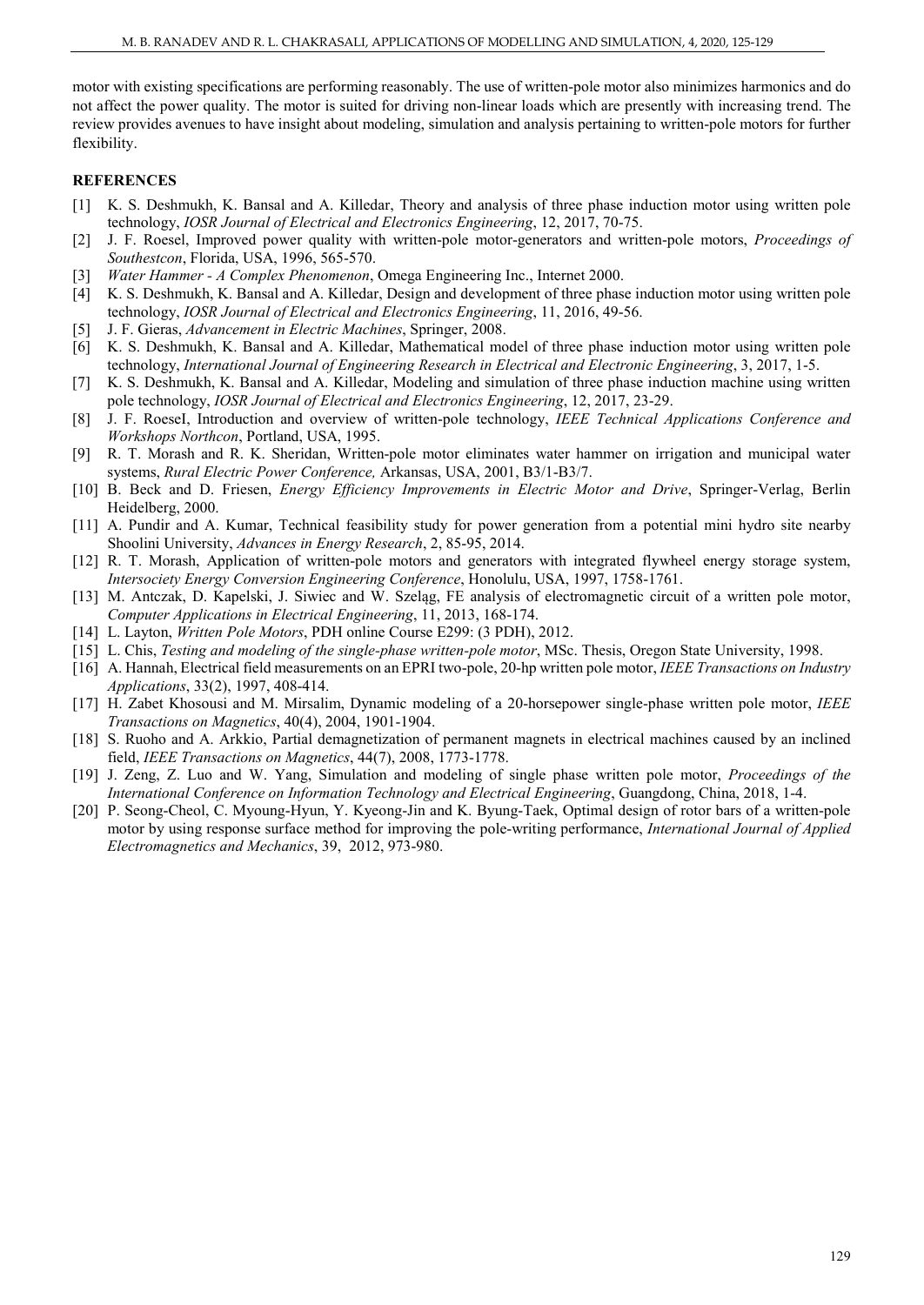motor with existing specifications are performing reasonably. The use of written-pole motor also minimizes harmonics and do not affect the power quality. The motor is suited for driving non-linear loads which are presently with increasing trend. The review provides avenues to have insight about modeling, simulation and analysis pertaining to written-pole motors for further flexibility.

## REFERENCES

[1] K. S. Deshmukh, K. Bansal and A. Killedar, Theory and analysis of three phase induction motor using written pole technology, *IOSR Journal of Electrical and Electronics Engineering*, 12, 2017, 70-75.

[2] J. F. Roesel, Improved power quality with written-pole motor-generators and written-pole motors, *Proceedings of Southestcon*, Florida, USA, 1996, 565-570.

[3] *Water Hammer - A Complex Phenomenon*, Omega Engineering Inc., Internet 2000.

[4] K. S. Deshmukh, K. Bansal and A. Killedar, Design and development of three phase induction motor using written pole technology, *IOSR Journal of Electrical and Electronics Engineering*, 11, 2016, 49-56.

[5] J. F. Gieras, *Advancement in Electric Machines*, Springer, 2008.

[6] K. S. Deshmukh, K. Bansal and A. Killedar, Mathematical model of three phase induction motor using written pole technology, *International Journal of Engineering Research in Electrical and Electronic Engineering*, 3, 2017, 1-5.

[7] K. S. Deshmukh, K. Bansal and A. Killedar, Modeling and simulation of three phase induction machine using written pole technology, *IOSR Journal of Electrical and Electronics Engineering*, 12, 2017, 23-29.

[8] J. F. RoeseI, Introduction and overview of written-pole technology, *IEEE Technical Applications Conference and Workshops Northcon*, Portland, USA, 1995.

[9] R. T. Morash and R. K. Sheridan, Written-pole motor eliminates water hammer on irrigation and municipal water systems, *Rural Electric Power Conference,* Arkansas, USA, 2001, B3/1-B3/7.

[10] B. Beck and D. Friesen, *Energy Efficiency Improvements in Electric Motor and Drive*, Springer-Verlag, Berlin Heidelberg, 2000.

[11] A. Pundir and A. Kumar, Technical feasibility study for power generation from a potential mini hydro site nearby Shoolini University, *Advances in Energy Research*, 2, 85-95, 2014.

[12] R. T. Morash, Application of written-pole motors and generators with integrated flywheel energy storage system, *Intersociety Energy Conversion Engineering Conference*, Honolulu, USA, 1997, 1758-1761.

[13] M. Antczak, D. Kapelski, J. Siwiec and W. Szeląg, FE analysis of electromagnetic circuit of a written pole motor, *Computer Applications in Electrical Engineering*, 11, 2013, 168-174.

[14] L. Layton, *Written Pole Motors*, PDH online Course E299: (3 PDH), 2012.

[15] L. Chis, *Testing and modeling of the single-phase written-pole motor*, MSc. Thesis, Oregon State University, 1998.

[16] A. Hannah, Electrical field measurements on an EPRI two-pole, 20-hp written pole motor, *IEEE Transactions on Industry Applications*, 33(2), 1997, 408-414.

[17] H. Zabet Khosousi and M. Mirsalim, Dynamic modeling of a 20-horsepower single-phase written pole motor, *IEEE Transactions on Magnetics*, 40(4), 2004, 1901-1904.

[18] S. Ruoho and A. Arkkio, Partial demagnetization of permanent magnets in electrical machines caused by an inclined field, *IEEE Transactions on Magnetics*, 44(7), 2008, 1773-1778.

[19] J. Zeng, Z. Luo and W. Yang, Simulation and modeling of single phase written pole motor, *Proceedings of the International Conference on Information Technology and Electrical Engineering*, Guangdong, China, 2018, 1-4.

[20] P. Seong-Cheol, C. Myoung-Hyun, Y. Kyeong-Jin and K. Byung-Taek, Optimal design of rotor bars of a written-pole motor by using response surface method for improving the pole-writing performance, *International Journal of Applied Electromagnetics and Mechanics*, 39, 2012, 973-980.